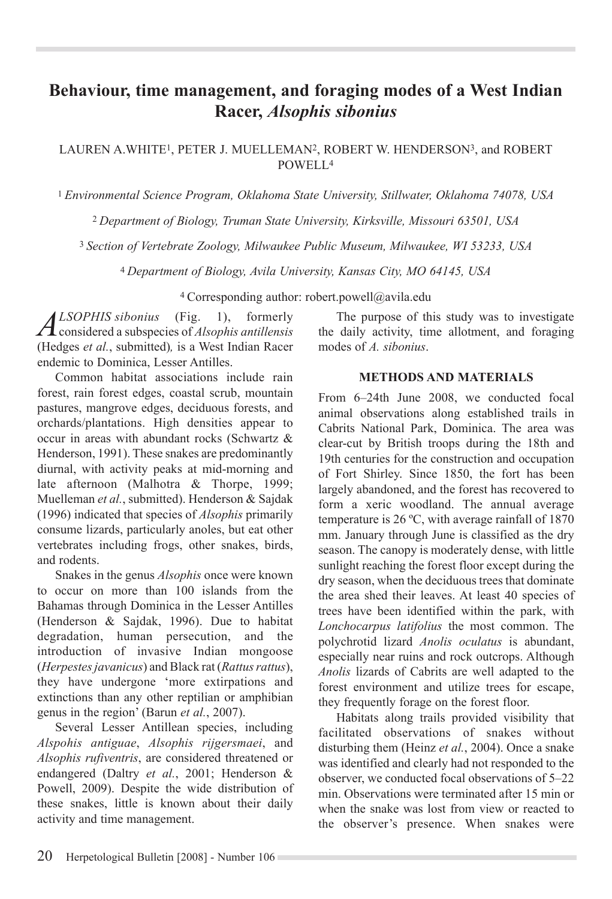# Behaviour, time management, and foraging modes of a West Indian Racer, *Alsophis sibonius*

LAUREN A.WHITE[1], PETER J. MUELLEMAN[2], ROBERT W. HENDERSON[3], and ROBERT POWELL[4]

[1] *Environmental Science Program, Oklahoma State University, Stillwater, Oklahoma 74078, USA*

[2] *Department of Biology, Truman State University, Kirksville, Missouri 63501, USA*

[3] *Section of Vertebrate Zoology, Milwaukee Public Museum, Milwaukee, WI 53233, USA*

[4] *Department of Biology, Avila University, Kansas City, MO 64145, USA*

[4] Corresponding author: robert.powell@avila.edu

*ALSOPHIS sibonius* (Fig. 1), formerly considered a subspecies of *Alsophis antillensis* (Hedges *et al.*, submitted)*,* is a West Indian Racer endemic to Dominica, Lesser Antilles.

Common habitat associations include rain forest, rain forest edges, coastal scrub, mountain pastures, mangrove edges, deciduous forests, and orchards/plantations. High densities appear to occur in areas with abundant rocks (Schwartz & Henderson, 1991). These snakes are predominantly diurnal, with activity peaks at mid-morning and late afternoon (Malhotra & Thorpe, 1999; Muelleman *et al.*, submitted). Henderson & Sajdak (1996) indicated that species of *Alsophis* primarily consume lizards, particularly anoles, but eat other vertebrates including frogs, other snakes, birds, and rodents.

Snakes in the genus *Alsophis* once were known to occur on more than 100 islands from the Bahamas through Dominica in the Lesser Antilles (Henderson & Sajdak, 1996). Due to habitat degradation, human persecution, and the introduction of invasive Indian mongoose (*Herpestes javanicus*) and Black rat (*Rattus rattus*), they have undergone 'more extirpations and extinctions than any other reptilian or amphibian genus in the region' (Barun *et al.*, 2007).

Several Lesser Antillean species, including *Alspohis antiguae*, *Alsophis rijgersmaei*, and *Alsophis rufiventris*, are considered threatened or endangered (Daltry *et al.*, 2001; Henderson & Powell, 2009). Despite the wide distribution of these snakes, little is known about their daily activity and time management.

The purpose of this study was to investigate the daily activity, time allotment, and foraging modes of *A. sibonius*.

## METHODS AND MATERIALS

From 6–24th June 2008, we conducted focal animal observations along established trails in Cabrits National Park, Dominica. The area was clear-cut by British troops during the 18th and 19th centuries for the construction and occupation of Fort Shirley. Since 1850, the fort has been largely abandoned, and the forest has recovered to form a xeric woodland. The annual average temperature is 26 ºC, with average rainfall of 1870 mm. January through June is classified as the dry season. The canopy is moderately dense, with little sunlight reaching the forest floor except during the dry season, when the deciduous trees that dominate the area shed their leaves. At least 40 species of trees have been identified within the park, with *Lonchocarpus latifolius* the most common. The polychrotid lizard *Anolis oculatus* is abundant, especially near ruins and rock outcrops. Although *Anolis* lizards of Cabrits are well adapted to the forest environment and utilize trees for escape, they frequently forage on the forest floor.

Habitats along trails provided visibility that facilitated observations of snakes without disturbing them (Heinz *et al.*, 2004). Once a snake was identified and clearly had not responded to the observer, we conducted focal observations of 5–22 min. Observations were terminated after 15 min or when the snake was lost from view or reacted to the observer's presence. When snakes were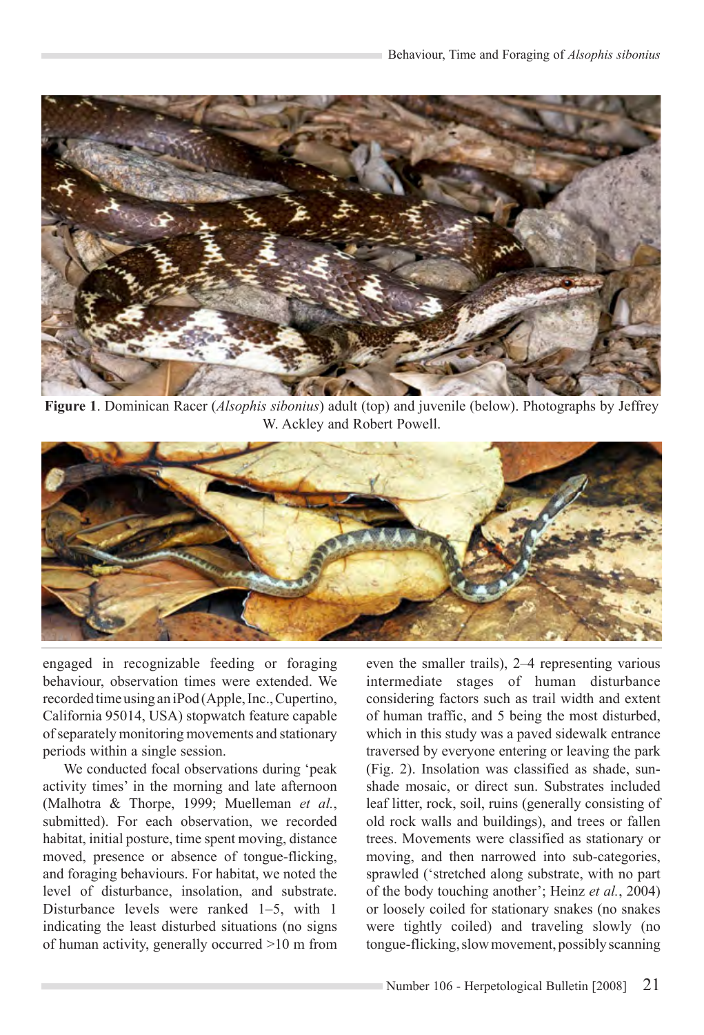**Figure 1**. Dominican Racer (*Alsophis sibonius*) adult (top) and juvenile (below). Photographs by Jeffrey W. Ackley and Robert Powell.

engaged in recognizable feeding or foraging behaviour, observation times were extended. We recorded time using an iPod (Apple, Inc., Cupertino, California 95014, USA) stopwatch feature capable of separately monitoring movements and stationary periods within a single session.

We conducted focal observations during 'peak activity times' in the morning and late afternoon (Malhotra & Thorpe, 1999; Muelleman *et al.*, submitted). For each observation, we recorded habitat, initial posture, time spent moving, distance moved, presence or absence of tongue-flicking, and foraging behaviours. For habitat, we noted the level of disturbance, insolation, and substrate. Disturbance levels were ranked 1–5, with 1 indicating the least disturbed situations (no signs of human activity, generally occurred >10 m from even the smaller trails), 2–4 representing various intermediate stages of human disturbance considering factors such as trail width and extent of human traffic, and 5 being the most disturbed, which in this study was a paved sidewalk entrance traversed by everyone entering or leaving the park (Fig. 2). Insolation was classified as shade, sun-shade mosaic, or direct sun. Substrates included leaf litter, rock, soil, ruins (generally consisting of old rock walls and buildings), and trees or fallen trees. Movements were classified as stationary or moving, and then narrowed into sub-categories, sprawled ('stretched along substrate, with no part of the body touching another'; Heinz *et al.*, 2004) or loosely coiled for stationary snakes (no snakes were tightly coiled) and traveling slowly (no tongue-flicking, slow movement, possibly scanning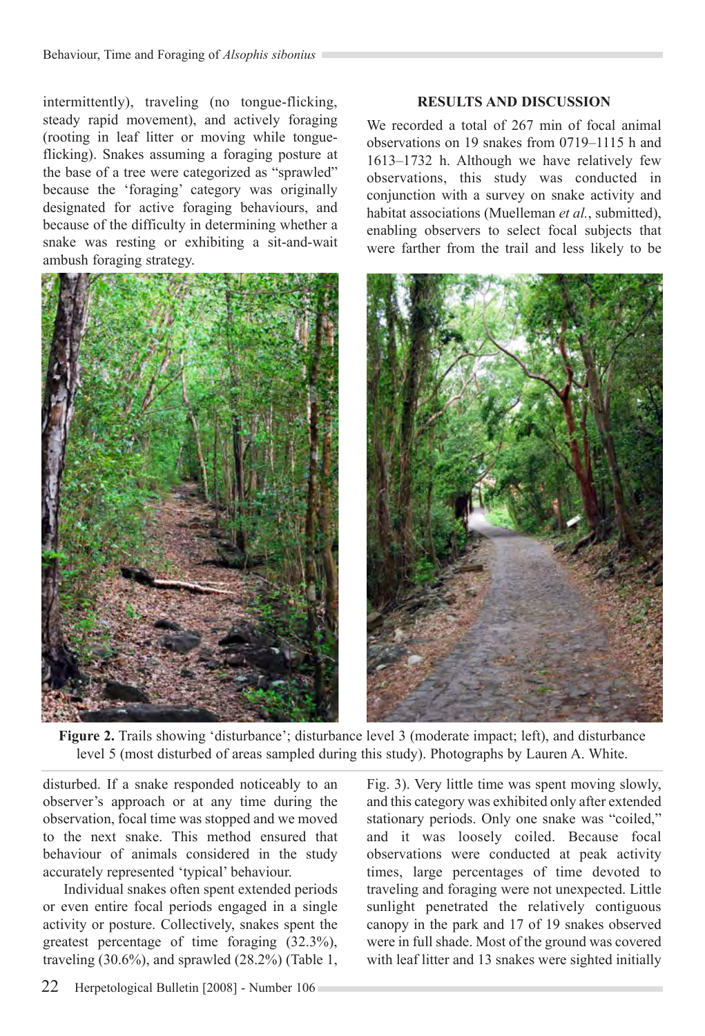intermittently), traveling (no tongue-flicking, steady rapid movement), and actively foraging (rooting in leaf litter or moving while tongue-flicking). Snakes assuming a foraging posture at the base of a tree were categorized as "sprawled" because the 'foraging' category was originally designated for active foraging behaviours, and because of the difficulty in determining whether a snake was resting or exhibiting a sit-and-wait ambush foraging strategy.

## RESULTS AND DISCUSSION

We recorded a total of 267 min of focal animal observations on 19 snakes from 0719–1115 h and 1613–1732 h. Although we have relatively few observations, this study was conducted in conjunction with a survey on snake activity and habitat associations (Muelleman *et al.*, submitted), enabling observers to select focal subjects that were farther from the trail and less likely to be disturbed. If a snake responded noticeably to an observer's approach or at any time during the observation, focal time was stopped and we moved to the next snake. This method ensured that behaviour of animals considered in the study accurately represented 'typical' behaviour.

**Figure 2.** Trails showing 'disturbance'; disturbance level 3 (moderate impact; left), and disturbance level 5 (most disturbed of areas sampled during this study). Photographs by Lauren A. White.

Individual snakes often spent extended periods or even entire focal periods engaged in a single activity or posture. Collectively, snakes spent the greatest percentage of time foraging (32.3%), traveling (30.6%), and sprawled (28.2%) (Table 1, Fig. 3). Very little time was spent moving slowly, and this category was exhibited only after extended stationary periods. Only one snake was "coiled," and it was loosely coiled. Because focal observations were conducted at peak activity times, large percentages of time devoted to traveling and foraging were not unexpected. Little sunlight penetrated the relatively contiguous canopy in the park and 17 of 19 snakes observed were in full shade. Most of the ground was covered with leaf litter and 13 snakes were sighted initially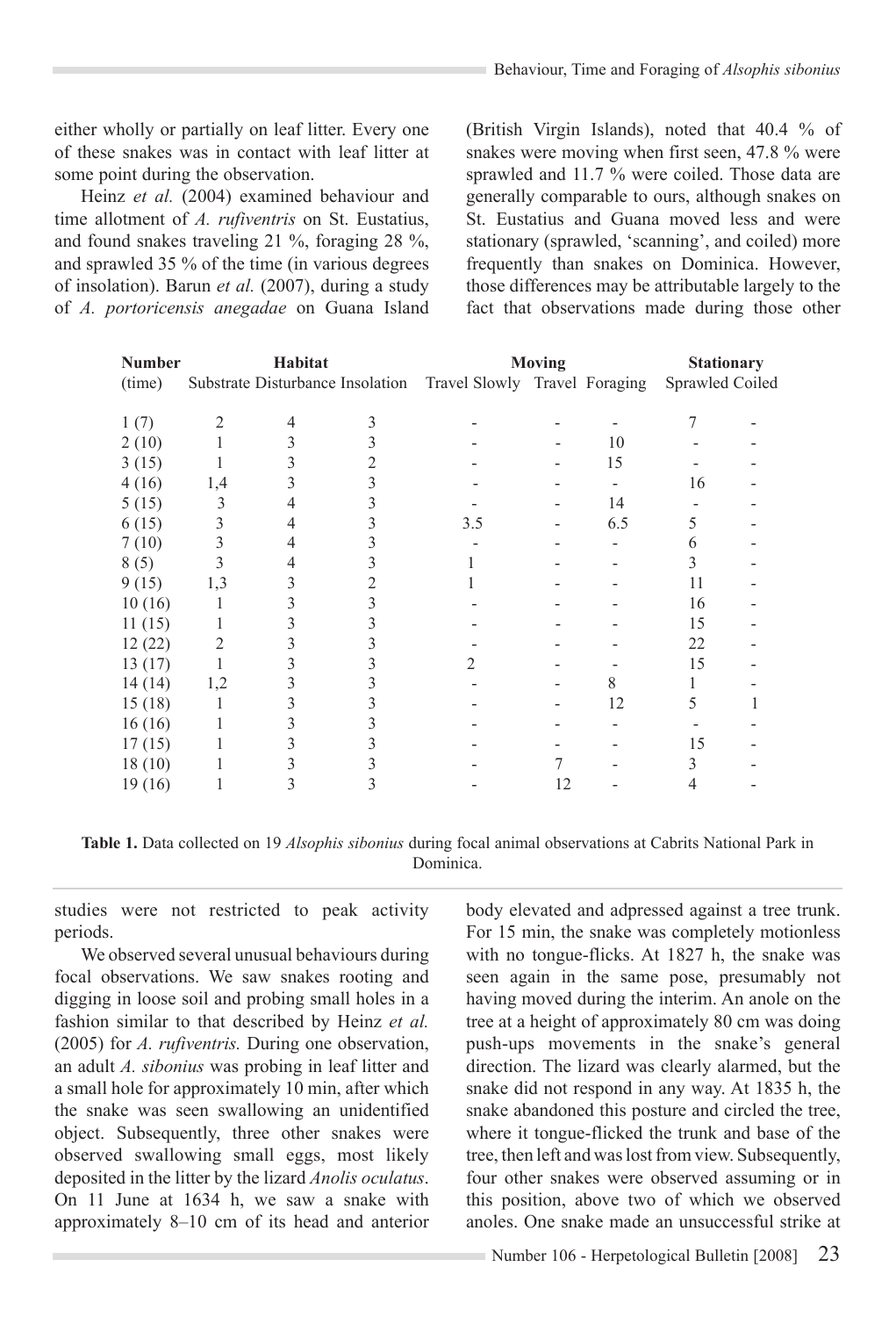either wholly or partially on leaf litter. Every one of these snakes was in contact with leaf litter at some point during the observation.

Heinz *et al.* (2004) examined behaviour and time allotment of *A. rufiventris* on St. Eustatius, and found snakes traveling 21 %, foraging 28 %, and sprawled 35 % of the time (in various degrees of insolation). Barun *et al.* (2007), during a study of *A. portoricensis anegadae* on Guana Island (British Virgin Islands), noted that 40.4 % of snakes were moving when first seen, 47.8 % were sprawled and 11.7 % were coiled. Those data are generally comparable to ours, although snakes on St. Eustatius and Guana moved less and were stationary (sprawled, 'scanning', and coiled) more frequently than snakes on Dominica. However, those differences may be attributable largely to the fact that observations made during those other studies were not restricted to peak activity periods.

| Number | Habitat | | | Moving | | | Stationary | |
|---|---|---|---|---|---|---|---|---|
| (time) | Substrate | Disturbance | Insolation | Travel Slowly | Travel | Foraging | Sprawled | Coiled |
| 1 (7) | 2 | 4 | 3 | - | - | - | 7 | - |
| 2 (10) | 1 | 3 | 3 | - | - | 10 | - | - |
| 3 (15) | 1 | 3 | 2 | - | - | 15 | - | - |
| 4 (16) | 1,4 | 3 | 3 | - | - | - | 16 | - |
| 5 (15) | 3 | 4 | 3 | - | - | 14 | - | - |
| 6 (15) | 3 | 4 | 3 | 3.5 | - | 6.5 | 5 | - |
| 7 (10) | 3 | 4 | 3 | - | - | - | 6 | - |
| 8 (5) | 3 | 4 | 3 | 1 | - | - | 3 | - |
| 9 (15) | 1,3 | 3 | 2 | 1 | - | - | 11 | - |
| 10 (16) | 1 | 3 | 3 | - | - | - | 16 | - |
| 11 (15) | 1 | 3 | 3 | - | - | - | 15 | - |
| 12 (22) | 2 | 3 | 3 | - | - | - | 22 | - |
| 13 (17) | 1 | 3 | 3 | 2 | - | - | 15 | - |
| 14 (14) | 1,2 | 3 | 3 | - | - | 8 | 1 | - |
| 15 (18) | 1 | 3 | 3 | - | - | 12 | 5 | 1 |
| 16 (16) | 1 | 3 | 3 | - | - | - | - | - |
| 17 (15) | 1 | 3 | 3 | - | - | - | 15 | - |
| 18 (10) | 1 | 3 | 3 | - | 7 | - | 3 | - |
| 19 (16) | 1 | 3 | 3 | - | 12 | - | 4 | - |

**Table 1.** Data collected on 19 *Alsophis sibonius* during focal animal observations at Cabrits National Park in Dominica.

We observed several unusual behaviours during focal observations. We saw snakes rooting and digging in loose soil and probing small holes in a fashion similar to that described by Heinz *et al.* (2005) for *A. rufiventris.* During one observation, an adult *A. sibonius* was probing in leaf litter and a small hole for approximately 10 min, after which the snake was seen swallowing an unidentified object. Subsequently, three other snakes were observed swallowing small eggs, most likely deposited in the litter by the lizard *Anolis oculatus*. On 11 June at 1634 h, we saw a snake with approximately 8–10 cm of its head and anterior body elevated and adpressed against a tree trunk. For 15 min, the snake was completely motionless with no tongue-flicks. At 1827 h, the snake was seen again in the same pose, presumably not having moved during the interim. An anole on the tree at a height of approximately 80 cm was doing push-ups movements in the snake's general direction. The lizard was clearly alarmed, but the snake did not respond in any way. At 1835 h, the snake abandoned this posture and circled the tree, where it tongue-flicked the trunk and base of the tree, then left and was lost from view. Subsequently, four other snakes were observed assuming or in this position, above two of which we observed anoles. One snake made an unsuccessful strike at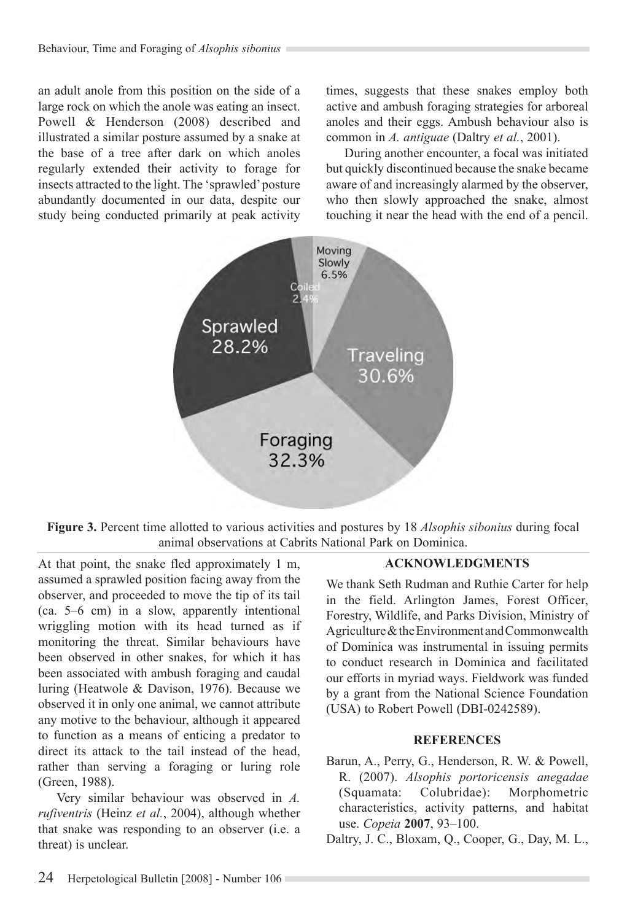an adult anole from this position on the side of a large rock on which the anole was eating an insect. Powell & Henderson (2008) described and illustrated a similar posture assumed by a snake at the base of a tree after dark on which anoles regularly extended their activity to forage for insects attracted to the light. The 'sprawled' posture abundantly documented in our data, despite our study being conducted primarily at peak activity times, suggests that these snakes employ both active and ambush foraging strategies for arboreal anoles and their eggs. Ambush behaviour also is common in *A. antiguae* (Daltry *et al.*, 2001).

During another encounter, a focal was initiated but quickly discontinued because the snake became aware of and increasingly alarmed by the observer, who then slowly approached the snake, almost touching it near the head with the end of a pencil. At that point, the snake fled approximately 1 m, assumed a sprawled position facing away from the observer, and proceeded to move the tip of its tail (ca. 5–6 cm) in a slow, apparently intentional wriggling motion with its head turned as if monitoring the threat. Similar behaviours have been observed in other snakes, for which it has been associated with ambush foraging and caudal luring (Heatwole & Davison, 1976). Because we observed it in only one animal, we cannot attribute any motive to the behaviour, although it appeared to function as a means of enticing a predator to direct its attack to the tail instead of the head, rather than serving a foraging or luring role (Green, 1988).

Very similar behaviour was observed in *A. rufiventris* (Heinz *et al.*, 2004), although whether that snake was responding to an observer (i.e. a threat) is unclear.

Moving Slowly 6.5%
Coiled 2.4%
Sprawled 28.2%
Traveling 30.6%
Foraging 32.3%

**Figure 3.** Percent time allotted to various activities and postures by 18 *Alsophis sibonius* during focal animal observations at Cabrits National Park on Dominica.

## ACKNOWLEDGMENTS

We thank Seth Rudman and Ruthie Carter for help in the field. Arlington James, Forest Officer, Forestry, Wildlife, and Parks Division, Ministry of Agriculture & the Environment and Commonwealth of Dominica was instrumental in issuing permits to conduct research in Dominica and facilitated our efforts in myriad ways. Fieldwork was funded by a grant from the National Science Foundation (USA) to Robert Powell (DBI-0242589).

## REFERENCES

Barun, A., Perry, G., Henderson, R. W. & Powell, R. (2007). *Alsophis portoricensis anegadae* (Squamata: Colubridae): Morphometric characteristics, activity patterns, and habitat use. *Copeia* **2007**, 93–100.

Daltry, J. C., Bloxam, Q., Cooper, G., Day, M. L.,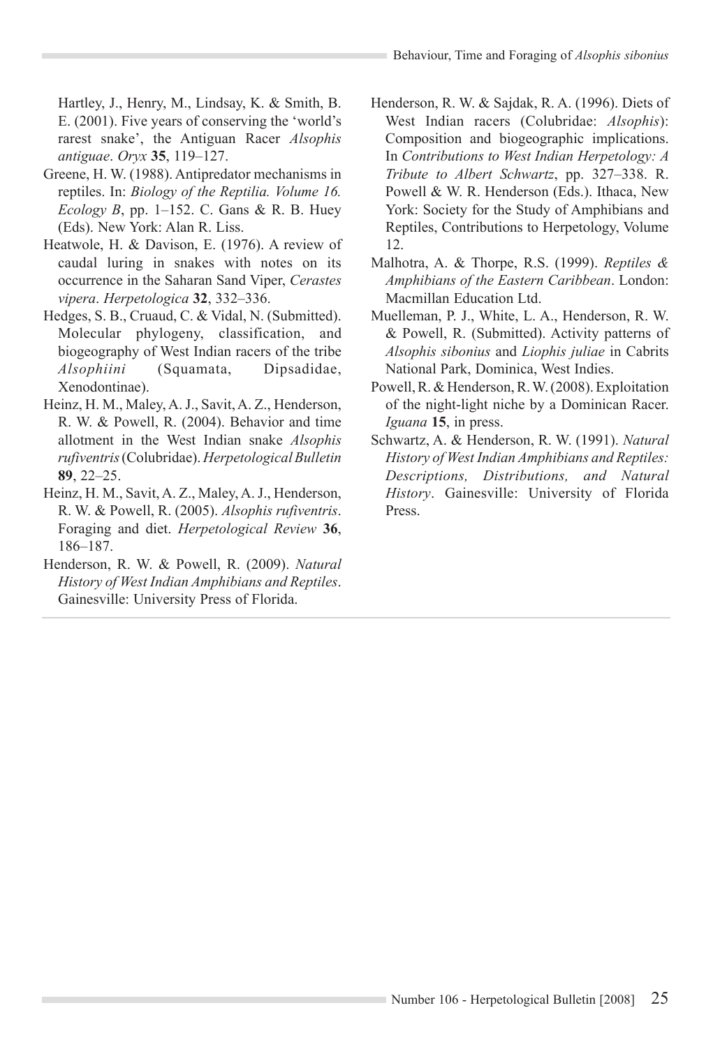Hartley, J., Henry, M., Lindsay, K. & Smith, B. E. (2001). Five years of conserving the 'world's rarest snake', the Antiguan Racer *Alsophis antiguae*. *Oryx* **35**, 119–127.

Greene, H. W. (1988). Antipredator mechanisms in reptiles. In: *Biology of the Reptilia. Volume 16. Ecology B*, pp. 1–152. C. Gans & R. B. Huey (Eds). New York: Alan R. Liss.

Heatwole, H. & Davison, E. (1976). A review of caudal luring in snakes with notes on its occurrence in the Saharan Sand Viper, *Cerastes vipera*. *Herpetologica* **32**, 332–336.

Hedges, S. B., Cruaud, C. & Vidal, N. (Submitted). Molecular phylogeny, classification, and biogeography of West Indian racers of the tribe *Alsophiini* (Squamata, Dipsadidae, Xenodontinae).

Heinz, H. M., Maley, A. J., Savit, A. Z., Henderson, R. W. & Powell, R. (2004). Behavior and time allotment in the West Indian snake *Alsophis rufiventris* (Colubridae). *Herpetological Bulletin* **89**, 22–25.

Heinz, H. M., Savit, A. Z., Maley, A. J., Henderson, R. W. & Powell, R. (2005). *Alsophis rufiventris*. Foraging and diet. *Herpetological Review* **36**, 186–187.

Henderson, R. W. & Powell, R. (2009). *Natural History of West Indian Amphibians and Reptiles*. Gainesville: University Press of Florida.

Henderson, R. W. & Sajdak, R. A. (1996). Diets of West Indian racers (Colubridae: *Alsophis*): Composition and biogeographic implications. In *Contributions to West Indian Herpetology: A Tribute to Albert Schwartz*, pp. 327–338. R. Powell & W. R. Henderson (Eds.). Ithaca, New York: Society for the Study of Amphibians and Reptiles, Contributions to Herpetology, Volume 12.

Malhotra, A. & Thorpe, R.S. (1999). *Reptiles & Amphibians of the Eastern Caribbean*. London: Macmillan Education Ltd.

Muelleman, P. J., White, L. A., Henderson, R. W. & Powell, R. (Submitted). Activity patterns of *Alsophis sibonius* and *Liophis juliae* in Cabrits National Park, Dominica, West Indies.

Powell, R. & Henderson, R. W. (2008). Exploitation of the night-light niche by a Dominican Racer. *Iguana* **15**, in press.

Schwartz, A. & Henderson, R. W. (1991). *Natural History of West Indian Amphibians and Reptiles: Descriptions, Distributions, and Natural History*. Gainesville: University of Florida Press.